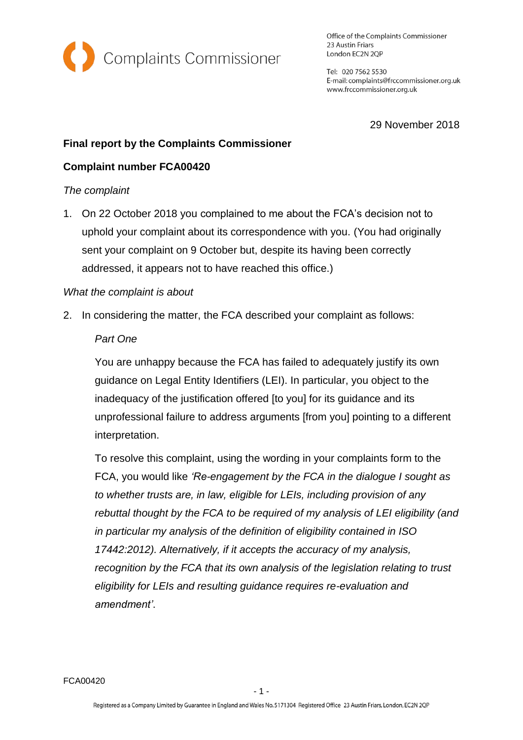Complaints Commissioner

Office of the Complaints Commissioner
23 Austin Friars
London EC2N 2QP

Tel: 020 7562 5530
E-mail: complaints@frccommissioner.org.uk
www.frccommissioner.org.uk

29 November 2018

**Final report by the Complaints Commissioner**

**Complaint number FCA00420**

*The complaint*

1. On 22 October 2018 you complained to me about the FCA's decision not to uphold your complaint about its correspondence with you. (You had originally sent your complaint on 9 October but, despite its having been correctly addressed, it appears not to have reached this office.)

*What the complaint is about*

2. In considering the matter, the FCA described your complaint as follows:

   *Part One*

   You are unhappy because the FCA has failed to adequately justify its own guidance on Legal Entity Identifiers (LEI). In particular, you object to the inadequacy of the justification offered [to you] for its guidance and its unprofessional failure to address arguments [from you] pointing to a different interpretation.

   To resolve this complaint, using the wording in your complaints form to the FCA, you would like *'Re-engagement by the FCA in the dialogue I sought as to whether trusts are, in law, eligible for LEIs, including provision of any rebuttal thought by the FCA to be required of my analysis of LEI eligibility (and in particular my analysis of the definition of eligibility contained in ISO 17442:2012). Alternatively, if it accepts the accuracy of my analysis, recognition by the FCA that its own analysis of the legislation relating to trust eligibility for LEIs and resulting guidance requires re-evaluation and amendment'*.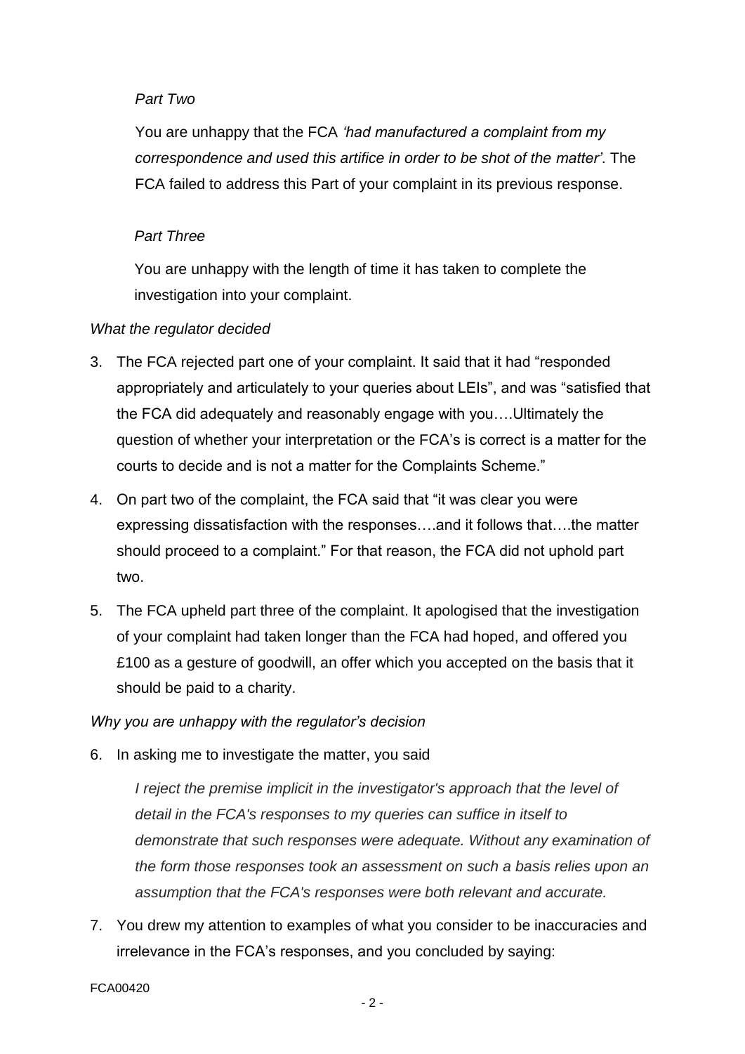*Part Two*

You are unhappy that the FCA *'had manufactured a complaint from my correspondence and used this artifice in order to be shot of the matter'*. The FCA failed to address this Part of your complaint in its previous response.

*Part Three*

You are unhappy with the length of time it has taken to complete the investigation into your complaint.

*What the regulator decided*

3. The FCA rejected part one of your complaint. It said that it had "responded appropriately and articulately to your queries about LEIs", and was "satisfied that the FCA did adequately and reasonably engage with you….Ultimately the question of whether your interpretation or the FCA's is correct is a matter for the courts to decide and is not a matter for the Complaints Scheme."

4. On part two of the complaint, the FCA said that "it was clear you were expressing dissatisfaction with the responses….and it follows that….the matter should proceed to a complaint." For that reason, the FCA did not uphold part two.

5. The FCA upheld part three of the complaint. It apologised that the investigation of your complaint had taken longer than the FCA had hoped, and offered you £100 as a gesture of goodwill, an offer which you accepted on the basis that it should be paid to a charity.

*Why you are unhappy with the regulator's decision*

6. In asking me to investigate the matter, you said

   *I reject the premise implicit in the investigator's approach that the level of detail in the FCA's responses to my queries can suffice in itself to demonstrate that such responses were adequate. Without any examination of the form those responses took an assessment on such a basis relies upon an assumption that the FCA's responses were both relevant and accurate.*

7. You drew my attention to examples of what you consider to be inaccuracies and irrelevance in the FCA's responses, and you concluded by saying:

FCA00420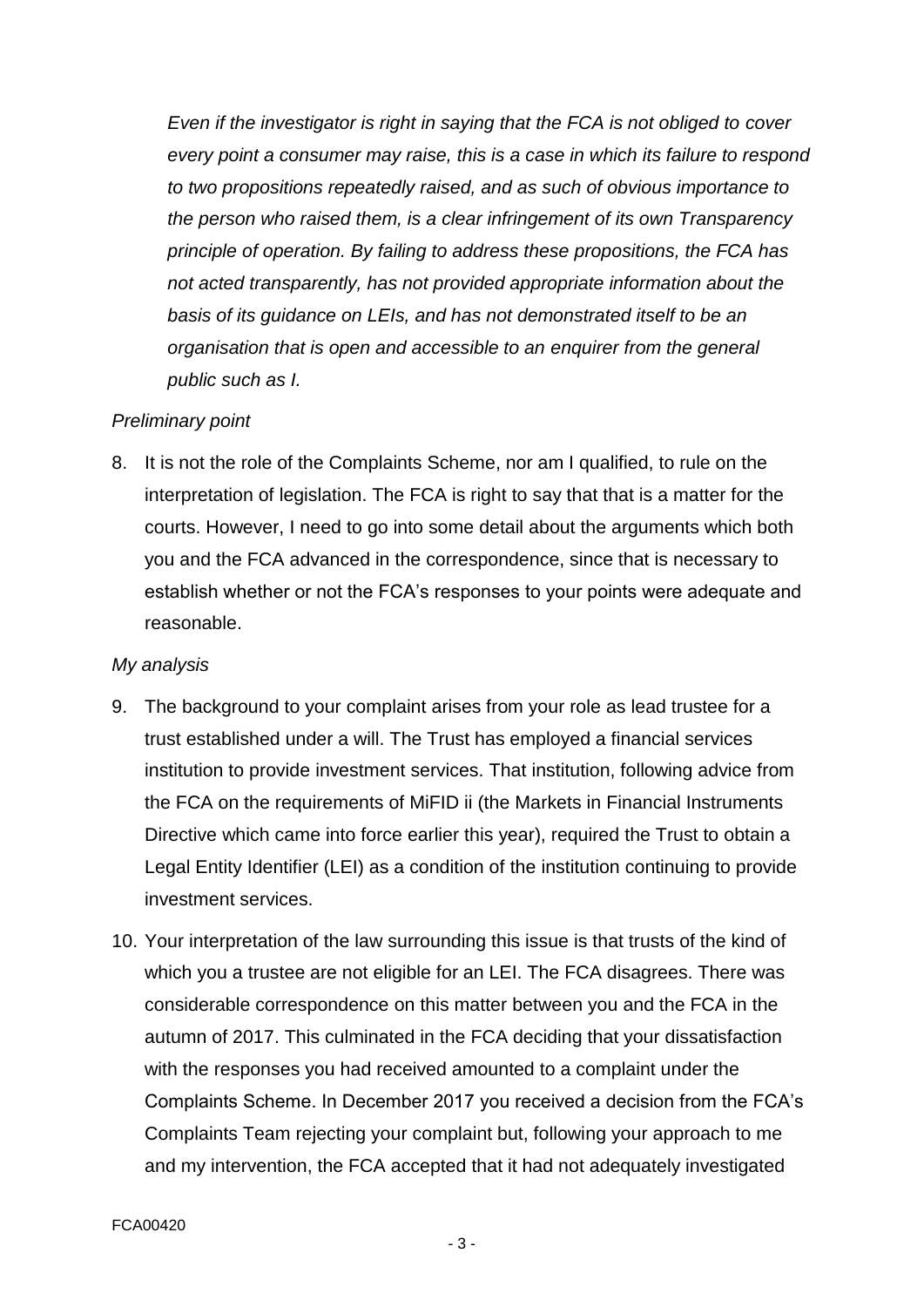*Even if the investigator is right in saying that the FCA is not obliged to cover every point a consumer may raise, this is a case in which its failure to respond to two propositions repeatedly raised, and as such of obvious importance to the person who raised them, is a clear infringement of its own Transparency principle of operation. By failing to address these propositions, the FCA has not acted transparently, has not provided appropriate information about the basis of its guidance on LEIs, and has not demonstrated itself to be an organisation that is open and accessible to an enquirer from the general public such as I.*

*Preliminary point*

8. It is not the role of the Complaints Scheme, nor am I qualified, to rule on the interpretation of legislation. The FCA is right to say that that is a matter for the courts. However, I need to go into some detail about the arguments which both you and the FCA advanced in the correspondence, since that is necessary to establish whether or not the FCA's responses to your points were adequate and reasonable.

*My analysis*

9. The background to your complaint arises from your role as lead trustee for a trust established under a will. The Trust has employed a financial services institution to provide investment services. That institution, following advice from the FCA on the requirements of MiFID ii (the Markets in Financial Instruments Directive which came into force earlier this year), required the Trust to obtain a Legal Entity Identifier (LEI) as a condition of the institution continuing to provide investment services.

10. Your interpretation of the law surrounding this issue is that trusts of the kind of which you a trustee are not eligible for an LEI. The FCA disagrees. There was considerable correspondence on this matter between you and the FCA in the autumn of 2017. This culminated in the FCA deciding that your dissatisfaction with the responses you had received amounted to a complaint under the Complaints Scheme. In December 2017 you received a decision from the FCA's Complaints Team rejecting your complaint but, following your approach to me and my intervention, the FCA accepted that it had not adequately investigated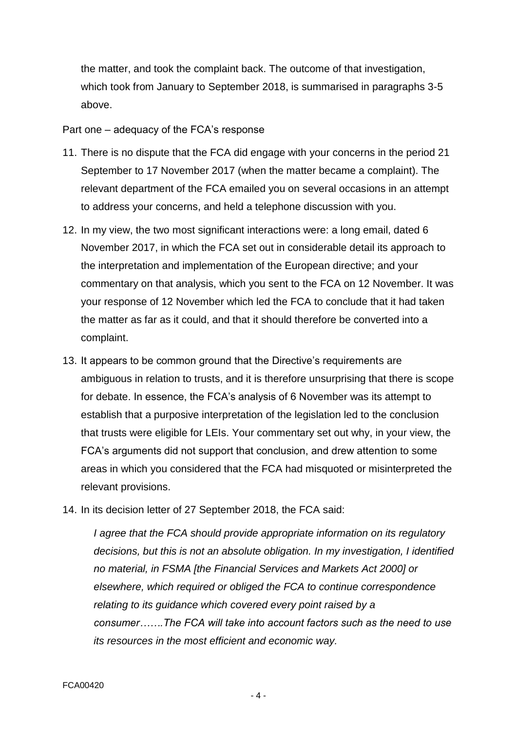the matter, and took the complaint back. The outcome of that investigation, which took from January to September 2018, is summarised in paragraphs 3-5 above.

Part one – adequacy of the FCA's response

11. There is no dispute that the FCA did engage with your concerns in the period 21 September to 17 November 2017 (when the matter became a complaint). The relevant department of the FCA emailed you on several occasions in an attempt to address your concerns, and held a telephone discussion with you.

12. In my view, the two most significant interactions were: a long email, dated 6 November 2017, in which the FCA set out in considerable detail its approach to the interpretation and implementation of the European directive; and your commentary on that analysis, which you sent to the FCA on 12 November. It was your response of 12 November which led the FCA to conclude that it had taken the matter as far as it could, and that it should therefore be converted into a complaint.

13. It appears to be common ground that the Directive's requirements are ambiguous in relation to trusts, and it is therefore unsurprising that there is scope for debate. In essence, the FCA's analysis of 6 November was its attempt to establish that a purposive interpretation of the legislation led to the conclusion that trusts were eligible for LEIs. Your commentary set out why, in your view, the FCA's arguments did not support that conclusion, and drew attention to some areas in which you considered that the FCA had misquoted or misinterpreted the relevant provisions.

14. In its decision letter of 27 September 2018, the FCA said:

> *I agree that the FCA should provide appropriate information on its regulatory decisions, but this is not an absolute obligation. In my investigation, I identified no material, in FSMA [the Financial Services and Markets Act 2000] or elsewhere, which required or obliged the FCA to continue correspondence relating to its guidance which covered every point raised by a consumer…….The FCA will take into account factors such as the need to use its resources in the most efficient and economic way.*

FCA00420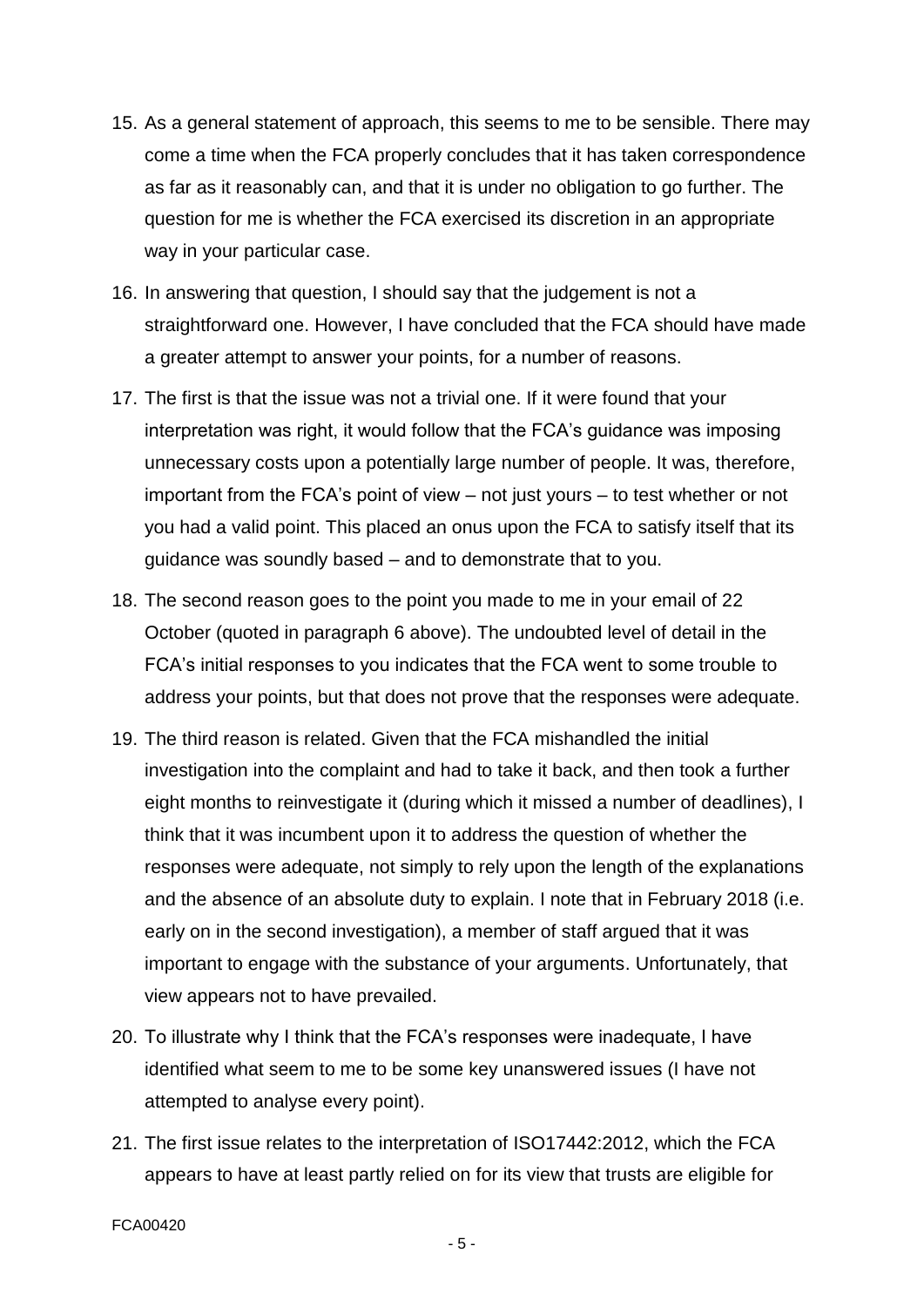15. As a general statement of approach, this seems to me to be sensible. There may come a time when the FCA properly concludes that it has taken correspondence as far as it reasonably can, and that it is under no obligation to go further. The question for me is whether the FCA exercised its discretion in an appropriate way in your particular case.

16. In answering that question, I should say that the judgement is not a straightforward one. However, I have concluded that the FCA should have made a greater attempt to answer your points, for a number of reasons.

17. The first is that the issue was not a trivial one. If it were found that your interpretation was right, it would follow that the FCA's guidance was imposing unnecessary costs upon a potentially large number of people. It was, therefore, important from the FCA's point of view – not just yours – to test whether or not you had a valid point. This placed an onus upon the FCA to satisfy itself that its guidance was soundly based – and to demonstrate that to you.

18. The second reason goes to the point you made to me in your email of 22 October (quoted in paragraph 6 above). The undoubted level of detail in the FCA's initial responses to you indicates that the FCA went to some trouble to address your points, but that does not prove that the responses were adequate.

19. The third reason is related. Given that the FCA mishandled the initial investigation into the complaint and had to take it back, and then took a further eight months to reinvestigate it (during which it missed a number of deadlines), I think that it was incumbent upon it to address the question of whether the responses were adequate, not simply to rely upon the length of the explanations and the absence of an absolute duty to explain. I note that in February 2018 (i.e. early on in the second investigation), a member of staff argued that it was important to engage with the substance of your arguments. Unfortunately, that view appears not to have prevailed.

20. To illustrate why I think that the FCA's responses were inadequate, I have identified what seem to me to be some key unanswered issues (I have not attempted to analyse every point).

21. The first issue relates to the interpretation of ISO17442:2012, which the FCA appears to have at least partly relied on for its view that trusts are eligible for

FCA00420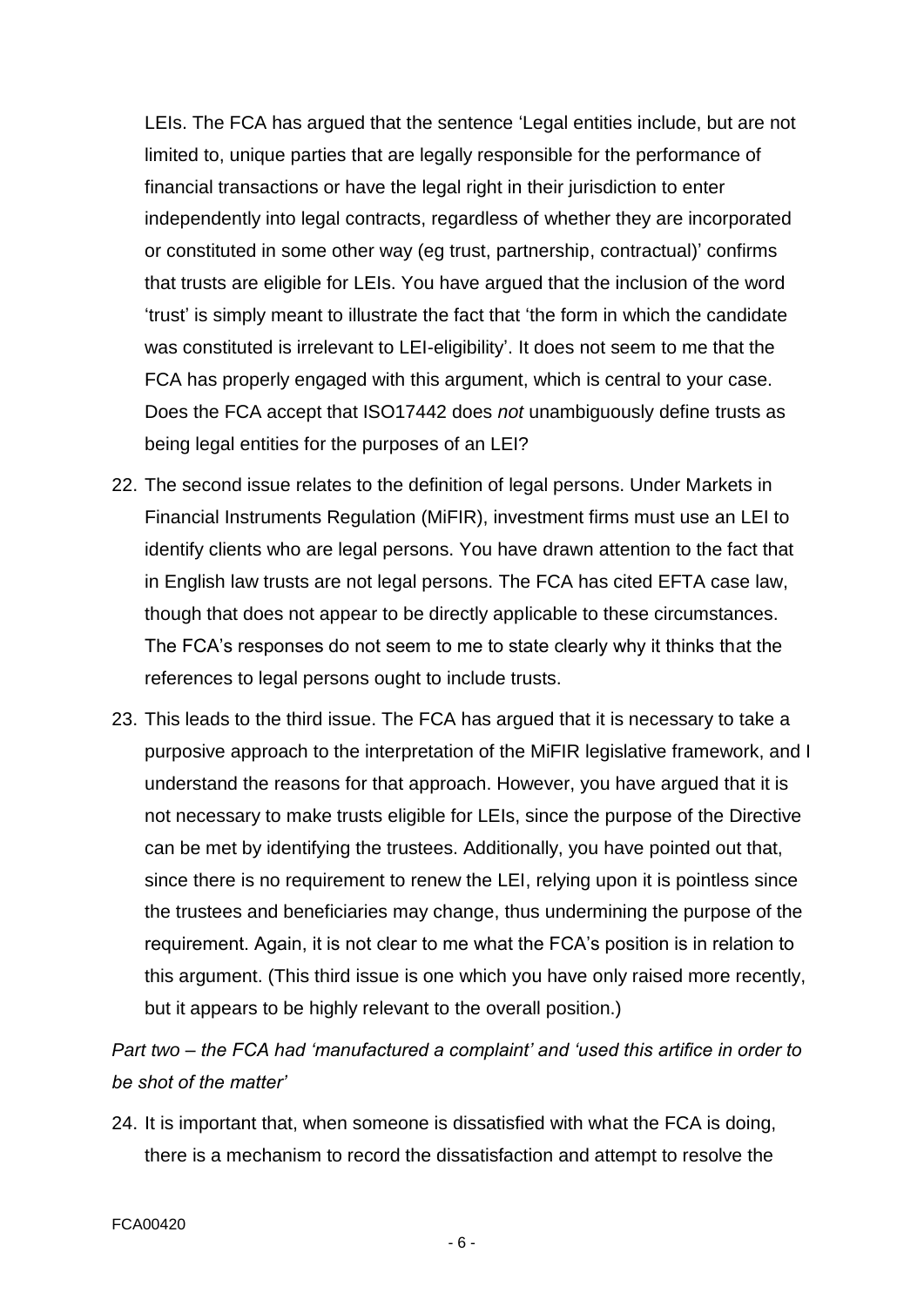LEIs. The FCA has argued that the sentence 'Legal entities include, but are not limited to, unique parties that are legally responsible for the performance of financial transactions or have the legal right in their jurisdiction to enter independently into legal contracts, regardless of whether they are incorporated or constituted in some other way (eg trust, partnership, contractual)' confirms that trusts are eligible for LEIs. You have argued that the inclusion of the word 'trust' is simply meant to illustrate the fact that 'the form in which the candidate was constituted is irrelevant to LEI-eligibility'. It does not seem to me that the FCA has properly engaged with this argument, which is central to your case. Does the FCA accept that ISO17442 does *not* unambiguously define trusts as being legal entities for the purposes of an LEI?

22. The second issue relates to the definition of legal persons. Under Markets in Financial Instruments Regulation (MiFIR), investment firms must use an LEI to identify clients who are legal persons. You have drawn attention to the fact that in English law trusts are not legal persons. The FCA has cited EFTA case law, though that does not appear to be directly applicable to these circumstances. The FCA's responses do not seem to me to state clearly why it thinks that the references to legal persons ought to include trusts.

23. This leads to the third issue. The FCA has argued that it is necessary to take a purposive approach to the interpretation of the MiFIR legislative framework, and I understand the reasons for that approach. However, you have argued that it is not necessary to make trusts eligible for LEIs, since the purpose of the Directive can be met by identifying the trustees. Additionally, you have pointed out that, since there is no requirement to renew the LEI, relying upon it is pointless since the trustees and beneficiaries may change, thus undermining the purpose of the requirement. Again, it is not clear to me what the FCA's position is in relation to this argument. (This third issue is one which you have only raised more recently, but it appears to be highly relevant to the overall position.)

*Part two – the FCA had 'manufactured a complaint' and 'used this artifice in order to be shot of the matter'*

24. It is important that, when someone is dissatisfied with what the FCA is doing, there is a mechanism to record the dissatisfaction and attempt to resolve the

FCA00420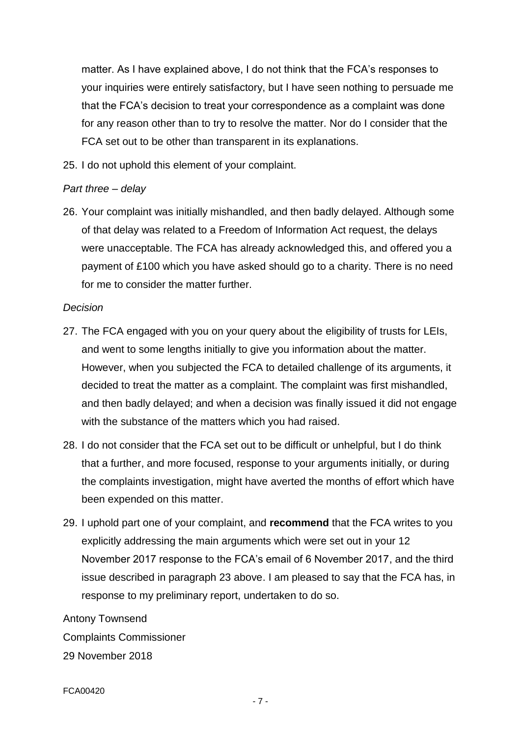matter. As I have explained above, I do not think that the FCA's responses to your inquiries were entirely satisfactory, but I have seen nothing to persuade me that the FCA's decision to treat your correspondence as a complaint was done for any reason other than to try to resolve the matter. Nor do I consider that the FCA set out to be other than transparent in its explanations.

25. I do not uphold this element of your complaint.

*Part three – delay*

26. Your complaint was initially mishandled, and then badly delayed. Although some of that delay was related to a Freedom of Information Act request, the delays were unacceptable. The FCA has already acknowledged this, and offered you a payment of £100 which you have asked should go to a charity. There is no need for me to consider the matter further.

*Decision*

27. The FCA engaged with you on your query about the eligibility of trusts for LEIs, and went to some lengths initially to give you information about the matter. However, when you subjected the FCA to detailed challenge of its arguments, it decided to treat the matter as a complaint. The complaint was first mishandled, and then badly delayed; and when a decision was finally issued it did not engage with the substance of the matters which you had raised.

28. I do not consider that the FCA set out to be difficult or unhelpful, but I do think that a further, and more focused, response to your arguments initially, or during the complaints investigation, might have averted the months of effort which have been expended on this matter.

29. I uphold part one of your complaint, and **recommend** that the FCA writes to you explicitly addressing the main arguments which were set out in your 12 November 2017 response to the FCA's email of 6 November 2017, and the third issue described in paragraph 23 above. I am pleased to say that the FCA has, in response to my preliminary report, undertaken to do so.

Antony Townsend
Complaints Commissioner
29 November 2018

FCA00420